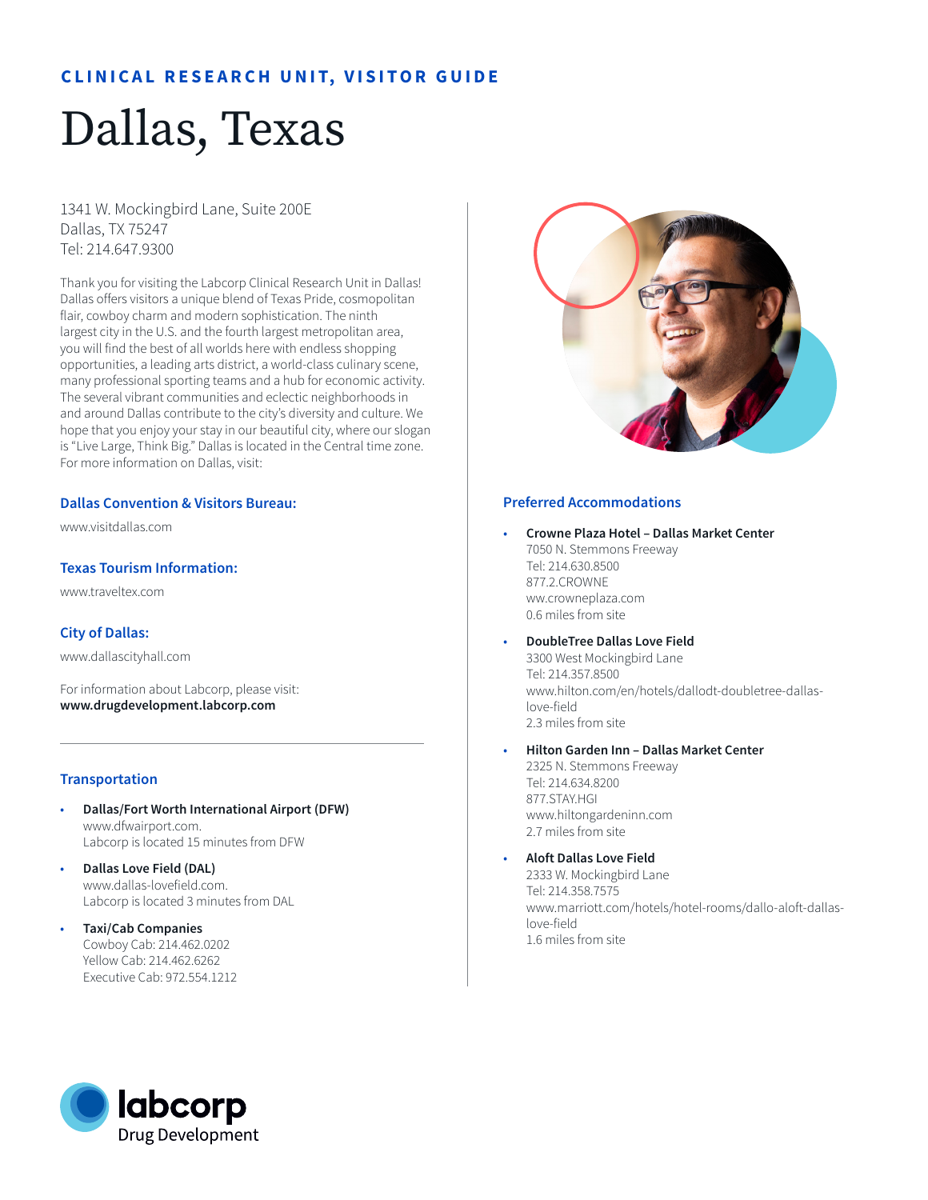**CLINICAL RESEARCH UNIT, VISITOR GUIDE**

# Dallas, Texas

1341 W. Mockingbird Lane, Suite 200E
Dallas, TX 75247
Tel: 214.647.9300

Thank you for visiting the Labcorp Clinical Research Unit in Dallas! Dallas offers visitors a unique blend of Texas Pride, cosmopolitan flair, cowboy charm and modern sophistication. The ninth largest city in the U.S. and the fourth largest metropolitan area, you will find the best of all worlds here with endless shopping opportunities, a leading arts district, a world-class culinary scene, many professional sporting teams and a hub for economic activity. The several vibrant communities and eclectic neighborhoods in and around Dallas contribute to the city's diversity and culture. We hope that you enjoy your stay in our beautiful city, where our slogan is "Live Large, Think Big." Dallas is located in the Central time zone. For more information on Dallas, visit:

### Dallas Convention & Visitors Bureau:

www.visitdallas.com

### Texas Tourism Information:

www.traveltex.com

### City of Dallas:

www.dallascityhall.com

For information about Labcorp, please visit:
**www.drugdevelopment.labcorp.com**

## Transportation

- **Dallas/Fort Worth International Airport (DFW)**
  www.dfwairport.com.
  Labcorp is located 15 minutes from DFW
- **Dallas Love Field (DAL)**
  www.dallas-lovefield.com.
  Labcorp is located 3 minutes from DAL
- **Taxi/Cab Companies**
  Cowboy Cab: 214.462.0202
  Yellow Cab: 214.462.6262
  Executive Cab: 972.554.1212

## Preferred Accommodations

- **Crowne Plaza Hotel – Dallas Market Center**
  7050 N. Stemmons Freeway
  Tel: 214.630.8500
  877.2.CROWNE
  ww.crowneplaza.com
  0.6 miles from site
- **DoubleTree Dallas Love Field**
  3300 West Mockingbird Lane
  Tel: 214.357.8500
  www.hilton.com/en/hotels/dallodt-doubletree-dallas-love-field
  2.3 miles from site
- **Hilton Garden Inn – Dallas Market Center**
  2325 N. Stemmons Freeway
  Tel: 214.634.8200
  877.STAY.HGI
  www.hiltongardeninn.com
  2.7 miles from site
- **Aloft Dallas Love Field**
  2333 W. Mockingbird Lane
  Tel: 214.358.7575
  www.marriott.com/hotels/hotel-rooms/dallo-aloft-dallas-love-field
  1.6 miles from site

labcorp Drug Development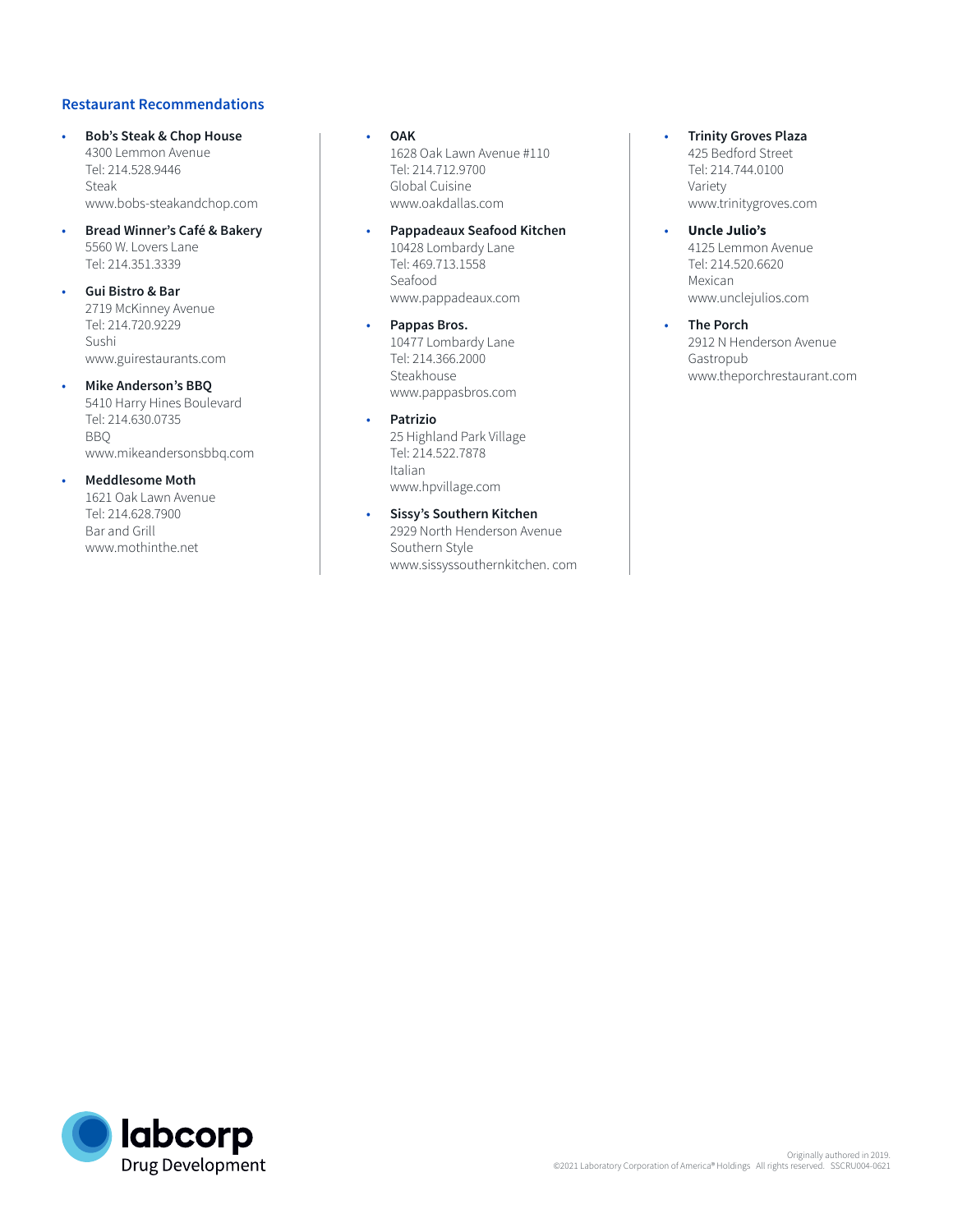## Restaurant Recommendations

- **Bob's Steak & Chop House**
  4300 Lemmon Avenue
  Tel: 214.528.9446
  Steak
  www.bobs-steakandchop.com
- **Bread Winner's Café & Bakery**
  5560 W. Lovers Lane
  Tel: 214.351.3339
- **Gui Bistro & Bar**
  2719 McKinney Avenue
  Tel: 214.720.9229
  Sushi
  www.guirestaurants.com
- **Mike Anderson's BBQ**
  5410 Harry Hines Boulevard
  Tel: 214.630.0735
  BBQ
  www.mikeandersonsbbq.com
- **Meddlesome Moth**
  1621 Oak Lawn Avenue
  Tel: 214.628.7900
  Bar and Grill
  www.mothinthe.net
- **OAK**
  1628 Oak Lawn Avenue #110
  Tel: 214.712.9700
  Global Cuisine
  www.oakdallas.com
- **Pappadeaux Seafood Kitchen**
  10428 Lombardy Lane
  Tel: 469.713.1558
  Seafood
  www.pappadeaux.com
- **Pappas Bros.**
  10477 Lombardy Lane
  Tel: 214.366.2000
  Steakhouse
  www.pappasbros.com
- **Patrizio**
  25 Highland Park Village
  Tel: 214.522.7878
  Italian
  www.hpvillage.com
- **Sissy's Southern Kitchen**
  2929 North Henderson Avenue
  Southern Style
  www.sissyssouthernkitchen. com
- **Trinity Groves Plaza**
  425 Bedford Street
  Tel: 214.744.0100
  Variety
  www.trinitygroves.com
- **Uncle Julio's**
  4125 Lemmon Avenue
  Tel: 214.520.6620
  Mexican
  www.unclejulios.com
- **The Porch**
  2912 N Henderson Avenue
  Gastropub
  www.theporchrestaurant.com

labcorp Drug Development

Originally authored in 2019.
©2021 Laboratory Corporation of America® Holdings All rights reserved. SSCRU004-0621